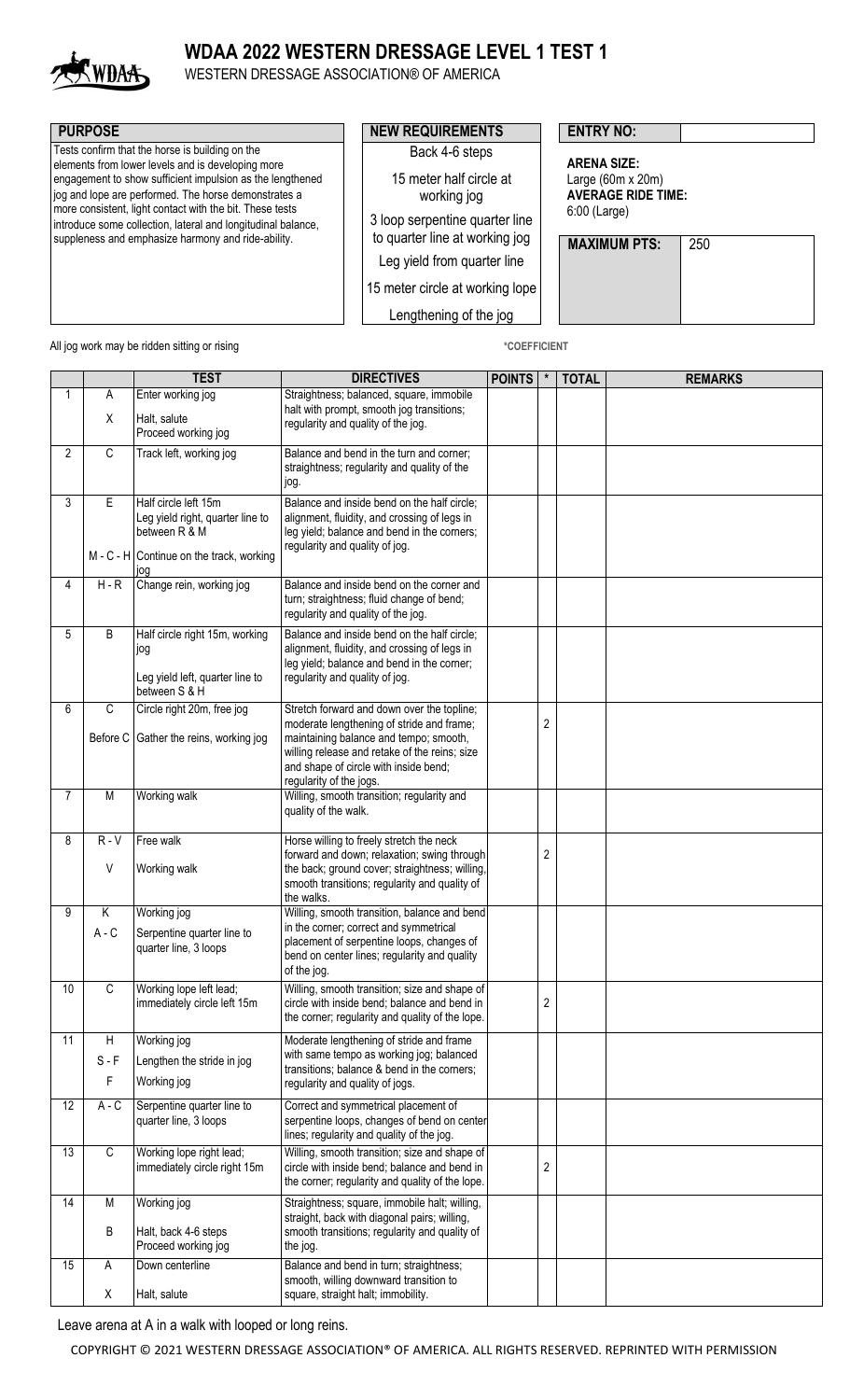# WDAA 2022 WESTERN DRESSAGE LEVEL 1 TEST 1

WESTERN DRESSAGE ASSOCIATION® OF AMERICA

**PURPOSE**

Tests confirm that the horse is building on the elements from lower levels and is developing more engagement to show sufficient impulsion as the lengthened jog and lope are performed. The horse demonstrates a more consistent, light contact with the bit. These tests introduce some collection, lateral and longitudinal balance, suppleness and emphasize harmony and ride-ability.

**NEW REQUIREMENTS**

- Back 4-6 steps
- 15 meter half circle at working jog
- 3 loop serpentine quarter line to quarter line at working jog
- Leg yield from quarter line
- 15 meter circle at working lope
- Lengthening of the jog

**ENTRY NO:**

**ARENA SIZE:** Large (60m x 20m)

**AVERAGE RIDE TIME:** 6:00 (Large)

**MAXIMUM PTS:** 250

All jog work may be ridden sitting or rising

*COEFFICIENT

| | | TEST | DIRECTIVES | POINTS | * | TOTAL | REMARKS |
|---|---|---|---|---|---|---|---|
| 1 | A<br>X | Enter working jog<br>Halt, salute<br>Proceed working jog | Straightness; balanced, square, immobile halt with prompt, smooth jog transitions; regularity and quality of the jog. | | | | |
| 2 | C | Track left, working jog | Balance and bend in the turn and corner; straightness; regularity and quality of the jog. | | | | |
| 3 | E<br><br>M - C - H | Half circle left 15m<br>Leg yield right, quarter line to between R & M<br>Continue on the track, working jog | Balance and inside bend on the half circle; alignment, fluidity, and crossing of legs in leg yield; balance and bend in the corners; regularity and quality of jog. | | | | |
| 4 | H - R | Change rein, working jog | Balance and inside bend on the corner and turn; straightness; fluid change of bend; regularity and quality of the jog. | | | | |
| 5 | B | Half circle right 15m, working jog<br>Leg yield left, quarter line to between S & H | Balance and inside bend on the half circle; alignment, fluidity, and crossing of legs in leg yield; balance and bend in the corner; regularity and quality of jog. | | | | |
| 6 | C<br>Before C | Circle right 20m, free jog<br>Gather the reins, working jog | Stretch forward and down over the topline; moderate lengthening of stride and frame; maintaining balance and tempo; smooth, willing release and retake of the reins; size and shape of circle with inside bend; regularity of the jogs. | | 2 | | |
| 7 | M | Working walk | Willing, smooth transition; regularity and quality of the walk. | | | | |
| 8 | R - V<br>V | Free walk<br>Working walk | Horse willing to freely stretch the neck forward and down; relaxation; swing through the back; ground cover; straightness; willing, smooth transitions; regularity and quality of the walks. | | 2 | | |
| 9 | K<br>A - C | Working jog<br>Serpentine quarter line to quarter line, 3 loops | Willing, smooth transition, balance and bend in the corner; correct and symmetrical placement of serpentine loops, changes of bend on center lines; regularity and quality of the jog. | | | | |
| 10 | C | Working lope left lead; immediately circle left 15m | Willing, smooth transition; size and shape of circle with inside bend; balance and bend in the corner; regularity and quality of the lope. | | 2 | | |
| 11 | H<br>S - F<br>F | Working jog<br>Lengthen the stride in jog<br>Working jog | Moderate lengthening of stride and frame with same tempo as working jog; balanced transitions; balance & bend in the corners; regularity and quality of jogs. | | | | |
| 12 | A - C | Serpentine quarter line to quarter line, 3 loops | Correct and symmetrical placement of serpentine loops, changes of bend on center lines; regularity and quality of the jog. | | | | |
| 13 | C | Working lope right lead; immediately circle right 15m | Willing, smooth transition; size and shape of circle with inside bend; balance and bend in the corner; regularity and quality of the lope. | | 2 | | |
| 14 | M<br>B | Working jog<br>Halt, back 4-6 steps<br>Proceed working jog | Straightness; square, immobile halt; willing, straight, back with diagonal pairs; willing, smooth transitions; regularity and quality of the jog. | | | | |
| 15 | A<br>X | Down centerline<br>Halt, salute | Balance and bend in turn; straightness; smooth, willing downward transition to square, straight halt; immobility. | | | | |

Leave arena at A in a walk with looped or long reins.

COPYRIGHT © 2021 WESTERN DRESSAGE ASSOCIATION® OF AMERICA. ALL RIGHTS RESERVED. REPRINTED WITH PERMISSION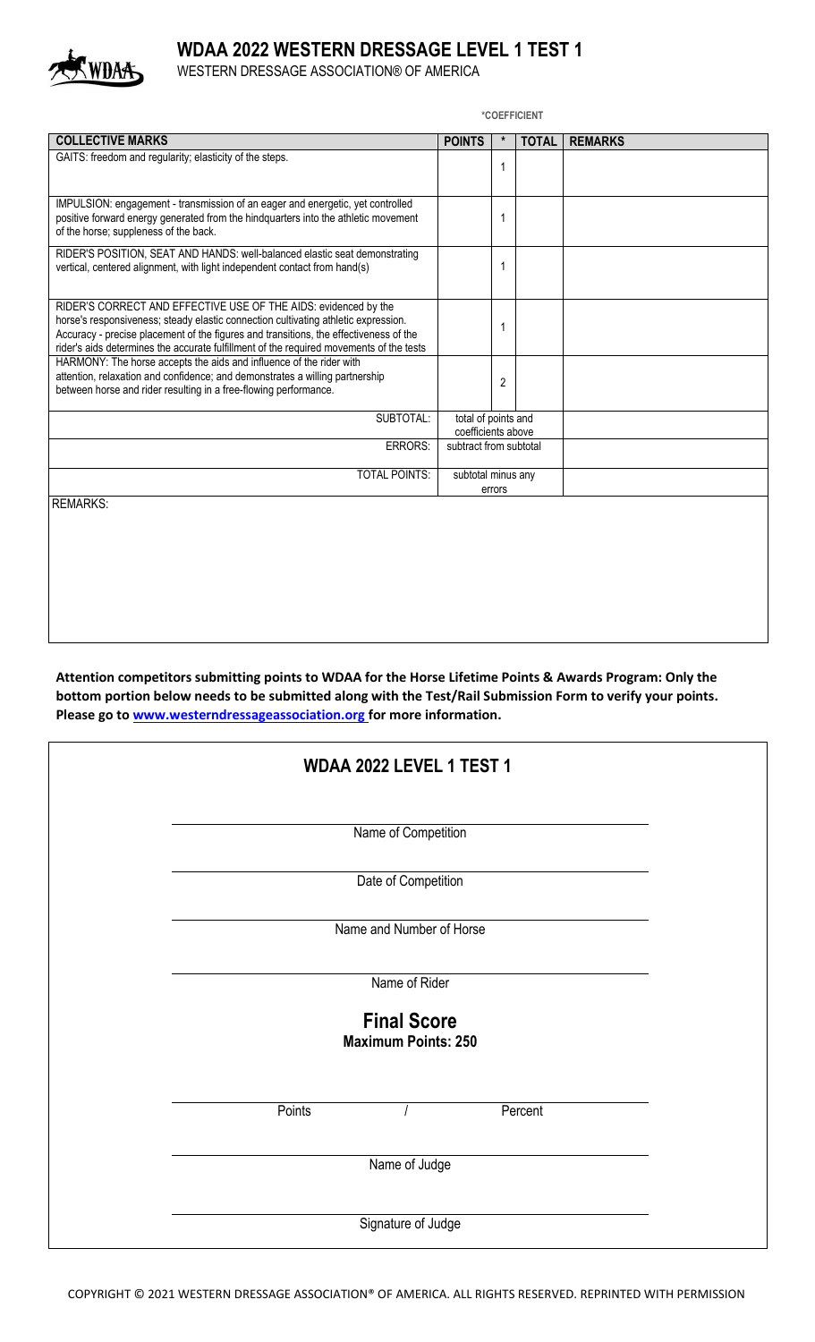# WDAA 2022 WESTERN DRESSAGE LEVEL 1 TEST 1

WESTERN DRESSAGE ASSOCIATION® OF AMERICA

*COEFFICIENT

| COLLECTIVE MARKS | POINTS | * | TOTAL | REMARKS |
|---|---|---|---|---|
| GAITS: freedom and regularity; elasticity of the steps. | | 1 | | |
| IMPULSION: engagement - transmission of an eager and energetic, yet controlled positive forward energy generated from the hindquarters into the athletic movement of the horse; suppleness of the back. | | 1 | | |
| RIDER'S POSITION, SEAT AND HANDS: well-balanced elastic seat demonstrating vertical, centered alignment, with light independent contact from hand(s) | | 1 | | |
| RIDER'S CORRECT AND EFFECTIVE USE OF THE AIDS: evidenced by the horse's responsiveness; steady elastic connection cultivating athletic expression. Accuracy - precise placement of the figures and transitions, the effectiveness of the rider's aids determines the accurate fulfillment of the required movements of the tests | | 1 | | |
| HARMONY: The horse accepts the aids and influence of the rider with attention, relaxation and confidence; and demonstrates a willing partnership between horse and rider resulting in a free-flowing performance. | | 2 | | |
| SUBTOTAL: | total of points and coefficients above | | | |
| ERRORS: | subtract from subtotal | | | |
| TOTAL POINTS: | subtotal minus any errors | | | |

REMARKS:

**Attention competitors submitting points to WDAA for the Horse Lifetime Points & Awards Program: Only the bottom portion below needs to be submitted along with the Test/Rail Submission Form to verify your points. Please go to www.westerndressageassociation.org for more information.**

## WDAA 2022 LEVEL 1 TEST 1

Name of Competition

Date of Competition

Name and Number of Horse

Name of Rider

**Final Score**

**Maximum Points: 250**

Points / Percent

Name of Judge

Signature of Judge

COPYRIGHT © 2021 WESTERN DRESSAGE ASSOCIATION® OF AMERICA. ALL RIGHTS RESERVED. REPRINTED WITH PERMISSION